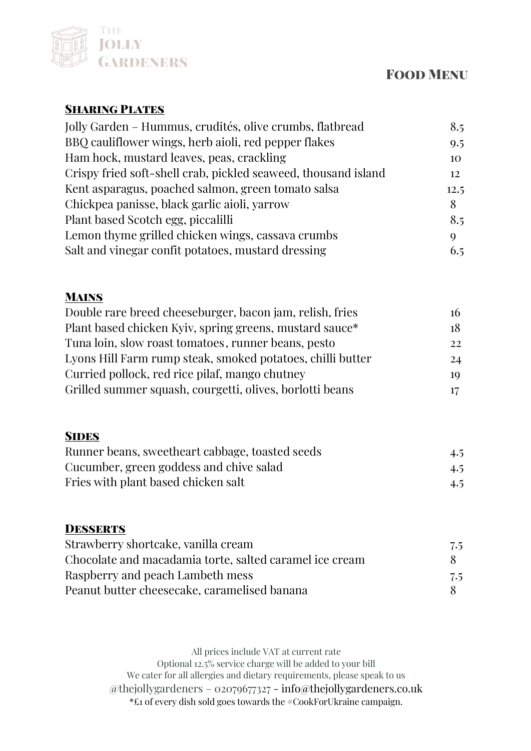# The Jolly Gardeners

## Food Menu

### Sharing Plates

| | |
|---|---|
| Jolly Garden – Hummus, crudités, olive crumbs, flatbread | 8.5 |
| BBQ cauliflower wings, herb aioli, red pepper flakes | 9.5 |
| Ham hock, mustard leaves, peas, crackling | 10 |
| Crispy fried soft-shell crab, pickled seaweed, thousand island | 12 |
| Kent asparagus, poached salmon, green tomato salsa | 12.5 |
| Chickpea panisse, black garlic aioli, yarrow | 8 |
| Plant based Scotch egg, piccalilli | 8.5 |
| Lemon thyme grilled chicken wings, cassava crumbs | 9 |
| Salt and vinegar confit potatoes, mustard dressing | 6.5 |

### Mains

| | |
|---|---|
| Double rare breed cheeseburger, bacon jam, relish, fries | 16 |
| Plant based chicken Kyiv, spring greens, mustard sauce* | 18 |
| Tuna loin, slow roast tomatoes, runner beans, pesto | 22 |
| Lyons Hill Farm rump steak, smoked potatoes, chilli butter | 24 |
| Curried pollock, red rice pilaf, mango chutney | 19 |
| Grilled summer squash, courgetti, olives, borlotti beans | 17 |

### Sides

| | |
|---|---|
| Runner beans, sweetheart cabbage, toasted seeds | 4.5 |
| Cucumber, green goddess and chive salad | 4.5 |
| Fries with plant based chicken salt | 4.5 |

### Desserts

| | |
|---|---|
| Strawberry shortcake, vanilla cream | 7.5 |
| Chocolate and macadamia torte, salted caramel ice cream | 8 |
| Raspberry and peach Lambeth mess | 7.5 |
| Peanut butter cheesecake, caramelised banana | 8 |

All prices include VAT at current rate
Optional 12.5% service charge will be added to your bill
We cater for all allergies and dietary requirements, please speak to us
@thejollygardeners – 02079677327 – info@thejollygardeners.co.uk
*£1 of every dish sold goes towards the #CookForUkraine campaign.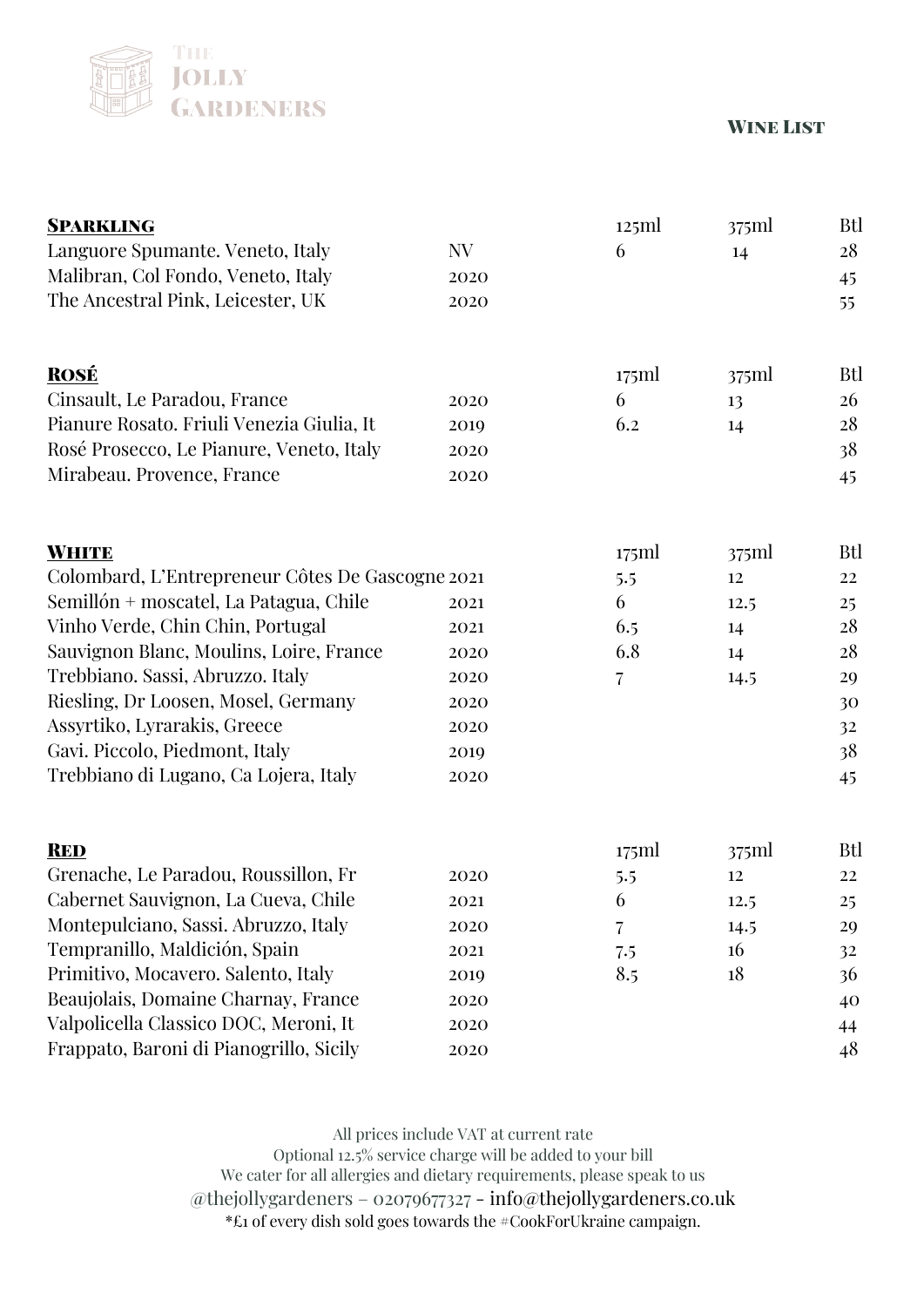The Jolly Gardeners

## Wine List

| Sparkling | | 125ml | 375ml | Btl |
| --- | --- | --- | --- | --- |
| Languore Spumante. Veneto, Italy | NV | 6 | 14 | 28 |
| Malibran, Col Fondo, Veneto, Italy | 2020 | | | 45 |
| The Ancestral Pink, Leicester, UK | 2020 | | | 55 |

| Rosé | | 175ml | 375ml | Btl |
| --- | --- | --- | --- | --- |
| Cinsault, Le Paradou, France | 2020 | 6 | 13 | 26 |
| Pianure Rosato. Friuli Venezia Giulia, It | 2019 | 6.2 | 14 | 28 |
| Rosé Prosecco, Le Pianure, Veneto, Italy | 2020 | | | 38 |
| Mirabeau. Provence, France | 2020 | | | 45 |

| White | | 175ml | 375ml | Btl |
| --- | --- | --- | --- | --- |
| Colombard, L'Entrepreneur Côtes De Gascogne | 2021 | 5.5 | 12 | 22 |
| Semillón + moscatel, La Patagua, Chile | 2021 | 6 | 12.5 | 25 |
| Vinho Verde, Chin Chin, Portugal | 2021 | 6.5 | 14 | 28 |
| Sauvignon Blanc, Moulins, Loire, France | 2020 | 6.8 | 14 | 28 |
| Trebbiano. Sassi, Abruzzo. Italy | 2020 | 7 | 14.5 | 29 |
| Riesling, Dr Loosen, Mosel, Germany | 2020 | | | 30 |
| Assyrtiko, Lyrarakis, Greece | 2020 | | | 32 |
| Gavi. Piccolo, Piedmont, Italy | 2019 | | | 38 |
| Trebbiano di Lugano, Ca Lojera, Italy | 2020 | | | 45 |

| Red | | 175ml | 375ml | Btl |
| --- | --- | --- | --- | --- |
| Grenache, Le Paradou, Roussillon, Fr | 2020 | 5.5 | 12 | 22 |
| Cabernet Sauvignon, La Cueva, Chile | 2021 | 6 | 12.5 | 25 |
| Montepulciano, Sassi. Abruzzo, Italy | 2020 | 7 | 14.5 | 29 |
| Tempranillo, Maldición, Spain | 2021 | 7.5 | 16 | 32 |
| Primitivo, Mocavero. Salento, Italy | 2019 | 8.5 | 18 | 36 |
| Beaujolais, Domaine Charnay, France | 2020 | | | 40 |
| Valpolicella Classico DOC, Meroni, It | 2020 | | | 44 |
| Frappato, Baroni di Pianogrillo, Sicily | 2020 | | | 48 |

All prices include VAT at current rate
Optional 12.5% service charge will be added to your bill
We cater for all allergies and dietary requirements, please speak to us
@thejollygardeners – 02079677327 - info@thejollygardeners.co.uk
*£1 of every dish sold goes towards the #CookForUkraine campaign.